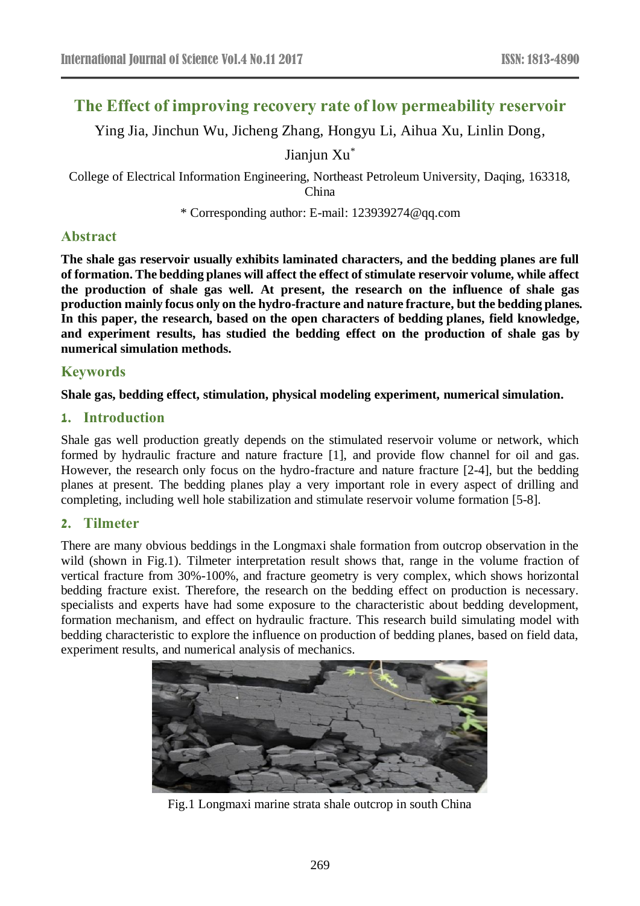# The Effect of improving recovery rate of low permeability reservoir

Ying Jia, Jinchun Wu, Jicheng Zhang, Hongyu Li, Aihua Xu, Linlin Dong, Jianjun Xu*

College of Electrical Information Engineering, Northeast Petroleum University, Daqing, 163318, China

\* Corresponding author: E-mail: 123939274@qq.com

## Abstract

**The shale gas reservoir usually exhibits laminated characters, and the bedding planes are full of formation. The bedding planes will affect the effect of stimulate reservoir volume, while affect the production of shale gas well. At present, the research on the influence of shale gas production mainly focus only on the hydro-fracture and nature fracture, but the bedding planes. In this paper, the research, based on the open characters of bedding planes, field knowledge, and experiment results, has studied the bedding effect on the production of shale gas by numerical simulation methods.**

## Keywords

**Shale gas, bedding effect, stimulation, physical modeling experiment, numerical simulation.**

## 1. Introduction

Shale gas well production greatly depends on the stimulated reservoir volume or network, which formed by hydraulic fracture and nature fracture [1], and provide flow channel for oil and gas. However, the research only focus on the hydro-fracture and nature fracture [2-4], but the bedding planes at present. The bedding planes play a very important role in every aspect of drilling and completing, including well hole stabilization and stimulate reservoir volume formation [5-8].

## 2. Tilmeter

There are many obvious beddings in the Longmaxi shale formation from outcrop observation in the wild (shown in Fig.1). Tilmeter interpretation result shows that, range in the volume fraction of vertical fracture from 30%-100%, and fracture geometry is very complex, which shows horizontal bedding fracture exist. Therefore, the research on the bedding effect on production is necessary. specialists and experts have had some exposure to the characteristic about bedding development, formation mechanism, and effect on hydraulic fracture. This research build simulating model with bedding characteristic to explore the influence on production of bedding planes, based on field data, experiment results, and numerical analysis of mechanics.

Fig.1 Longmaxi marine strata shale outcrop in south China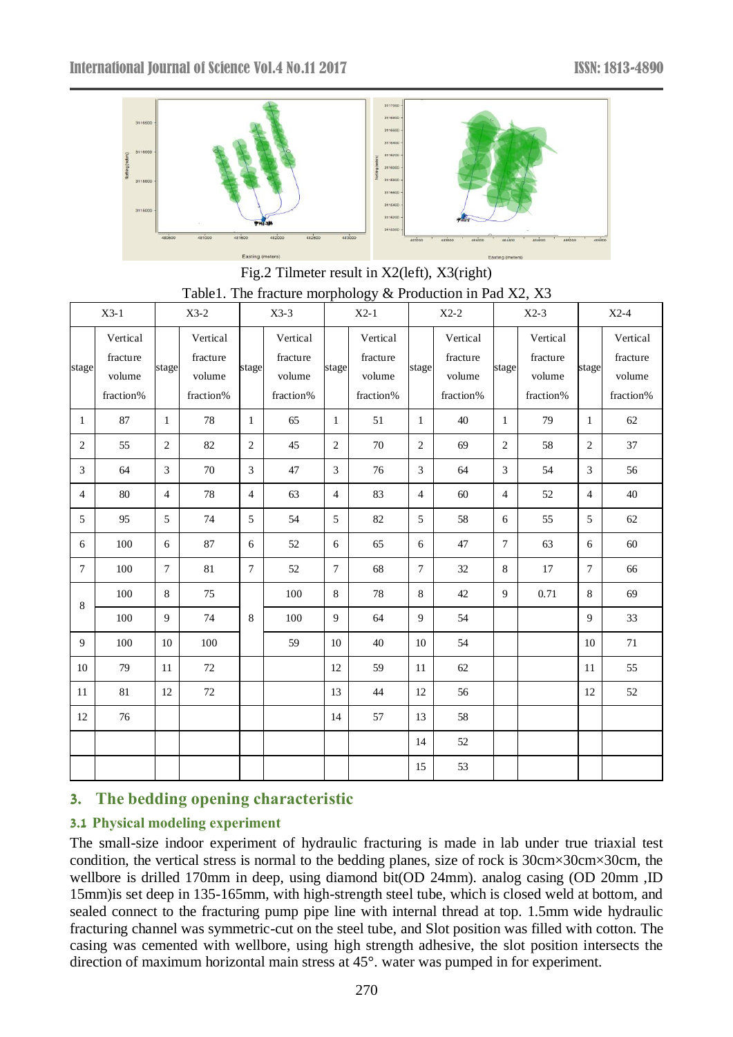Fig.2 Tilmeter result in X2(left), X3(right)

Table1. The fracture morphology & Production in Pad X2, X3

| X3-1 | | X3-2 | | X3-3 | | X2-1 | | X2-2 | | X2-3 | | X2-4 | |
|---|---|---|---|---|---|---|---|---|---|---|---|---|---|
| stage | Vertical fracture volume fraction% | stage | Vertical fracture volume fraction% | stage | Vertical fracture volume fraction% | stage | Vertical fracture volume fraction% | stage | Vertical fracture volume fraction% | stage | Vertical fracture volume fraction% | stage | Vertical fracture volume fraction% |
| 1 | 87 | 1 | 78 | 1 | 65 | 1 | 51 | 1 | 40 | 1 | 79 | 1 | 62 |
| 2 | 55 | 2 | 82 | 2 | 45 | 2 | 70 | 2 | 69 | 2 | 58 | 2 | 37 |
| 3 | 64 | 3 | 70 | 3 | 47 | 3 | 76 | 3 | 64 | 3 | 54 | 3 | 56 |
| 4 | 80 | 4 | 78 | 4 | 63 | 4 | 83 | 4 | 60 | 4 | 52 | 4 | 40 |
| 5 | 95 | 5 | 74 | 5 | 54 | 5 | 82 | 5 | 58 | 6 | 55 | 5 | 62 |
| 6 | 100 | 6 | 87 | 6 | 52 | 6 | 65 | 6 | 47 | 7 | 63 | 6 | 60 |
| 7 | 100 | 7 | 81 | 7 | 52 | 7 | 68 | 7 | 32 | 8 | 17 | 7 | 66 |
| 8 | 100 | 8 | 75 | | 100 | 8 | 78 | 8 | 42 | 9 | 0.71 | 8 | 69 |
| | 100 | 9 | 74 | 8 | 100 | 9 | 64 | 9 | 54 | | | 9 | 33 |
| 9 | 100 | 10 | 100 | | 59 | 10 | 40 | 10 | 54 | | | 10 | 71 |
| 10 | 79 | 11 | 72 | | | 12 | 59 | 11 | 62 | | | 11 | 55 |
| 11 | 81 | 12 | 72 | | | 13 | 44 | 12 | 56 | | | 12 | 52 |
| 12 | 76 | | | | | 14 | 57 | 13 | 58 | | | | |
| | | | | | | | | 14 | 52 | | | | |
| | | | | | | | | 15 | 53 | | | | |

## 3. The bedding opening characteristic

### 3.1 Physical modeling experiment

The small-size indoor experiment of hydraulic fracturing is made in lab under true triaxial test condition, the vertical stress is normal to the bedding planes, size of rock is 30cm×30cm×30cm, the wellbore is drilled 170mm in deep, using diamond bit(OD 24mm). analog casing (OD 20mm ,ID 15mm)is set deep in 135-165mm, with high-strength steel tube, which is closed weld at bottom, and sealed connect to the fracturing pump pipe line with internal thread at top. 1.5mm wide hydraulic fracturing channel was symmetric-cut on the steel tube, and Slot position was filled with cotton. The casing was cemented with wellbore, using high strength adhesive, the slot position intersects the direction of maximum horizontal main stress at 45°. water was pumped in for experiment.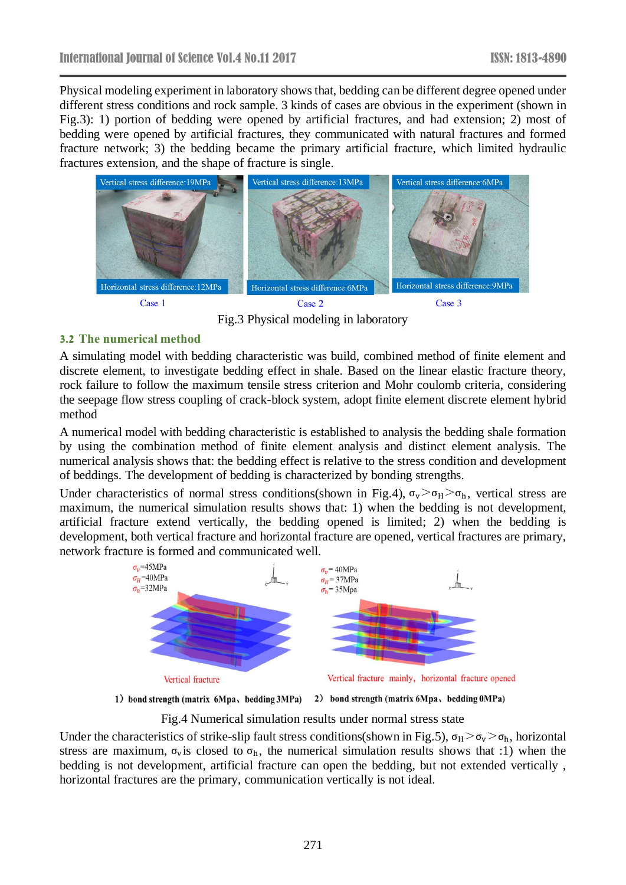Physical modeling experiment in laboratory shows that, bedding can be different degree opened under different stress conditions and rock sample. 3 kinds of cases are obvious in the experiment (shown in Fig.3): 1) portion of bedding were opened by artificial fractures, and had extension; 2) most of bedding were opened by artificial fractures, they communicated with natural fractures and formed fracture network; 3) the bedding became the primary artificial fracture, which limited hydraulic fractures extension, and the shape of fracture is single.

Fig.3 Physical modeling in laboratory

## 3.2 The numerical method

A simulating model with bedding characteristic was build, combined method of finite element and discrete element, to investigate bedding effect in shale. Based on the linear elastic fracture theory, rock failure to follow the maximum tensile stress criterion and Mohr coulomb criteria, considering the seepage flow stress coupling of crack-block system, adopt finite element discrete element hybrid method

A numerical model with bedding characteristic is established to analysis the bedding shale formation by using the combination method of finite element analysis and distinct element analysis. The numerical analysis shows that: the bedding effect is relative to the stress condition and development of beddings. The development of bedding is characterized by bonding strengths.

Under characteristics of normal stress conditions(shown in Fig.4), $\sigma_v > \sigma_H > \sigma_h$, vertical stress are maximum, the numerical simulation results shows that: 1) when the bedding is not development, artificial fracture extend vertically, the bedding opened is limited; 2) when the bedding is development, both vertical fracture and horizontal fracture are opened, vertical fractures are primary, network fracture is formed and communicated well.

1) bond strength (matrix 6Mpa、bedding 3MPa)　2) bond strength (matrix 6Mpa、bedding 0MPa)

Fig.4 Numerical simulation results under normal stress state

Under the characteristics of strike-slip fault stress conditions(shown in Fig.5), $\sigma_H > \sigma_v > \sigma_h$, horizontal stress are maximum, $\sigma_v$ is closed to $\sigma_h$, the numerical simulation results shows that :1) when the bedding is not development, artificial fracture can open the bedding, but not extended vertically , horizontal fractures are the primary, communication vertically is not ideal.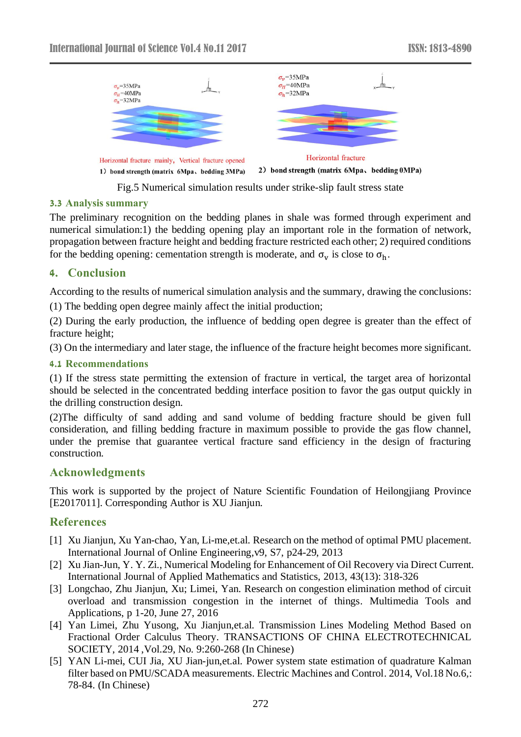Fig.5 Numerical simulation results under strike-slip fault stress state

### 3.3 Analysis summary

The preliminary recognition on the bedding planes in shale was formed through experiment and numerical simulation:1) the bedding opening play an important role in the formation of network, propagation between fracture height and bedding fracture restricted each other; 2) required conditions for the bedding opening: cementation strength is moderate, and $\sigma_v$ is close to $\sigma_h$.

## 4. Conclusion

According to the results of numerical simulation analysis and the summary, drawing the conclusions:

(1) The bedding open degree mainly affect the initial production;

(2) During the early production, the influence of bedding open degree is greater than the effect of fracture height;

(3) On the intermediary and later stage, the influence of the fracture height becomes more significant.

### 4.1 Recommendations

(1) If the stress state permitting the extension of fracture in vertical, the target area of horizontal should be selected in the concentrated bedding interface position to favor the gas output quickly in the drilling construction design.

(2)The difficulty of sand adding and sand volume of bedding fracture should be given full consideration, and filling bedding fracture in maximum possible to provide the gas flow channel, under the premise that guarantee vertical fracture sand efficiency in the design of fracturing construction.

## Acknowledgments

This work is supported by the project of Nature Scientific Foundation of Heilongjiang Province [E2017011]. Corresponding Author is XU Jianjun.

## References

[1] Xu Jianjun, Xu Yan-chao, Yan, Li-me,et.al. Research on the method of optimal PMU placement. International Journal of Online Engineering,v9, S7, p24-29, 2013

[2] Xu Jian-Jun, Y. Y. Zi., Numerical Modeling for Enhancement of Oil Recovery via Direct Current. International Journal of Applied Mathematics and Statistics, 2013, 43(13): 318-326

[3] Longchao, Zhu Jianjun, Xu; Limei, Yan. Research on congestion elimination method of circuit overload and transmission congestion in the internet of things. Multimedia Tools and Applications, p 1-20, June 27, 2016

[4] Yan Limei, Zhu Yusong, Xu Jianjun,et.al. Transmission Lines Modeling Method Based on Fractional Order Calculus Theory. TRANSACTIONS OF CHINA ELECTROTECHNICAL SOCIETY, 2014 ,Vol.29, No. 9:260-268 (In Chinese)

[5] YAN Li-mei, CUI Jia, XU Jian-jun,et.al. Power system state estimation of quadrature Kalman filter based on PMU/SCADA measurements. Electric Machines and Control. 2014, Vol.18 No.6,: 78-84. (In Chinese)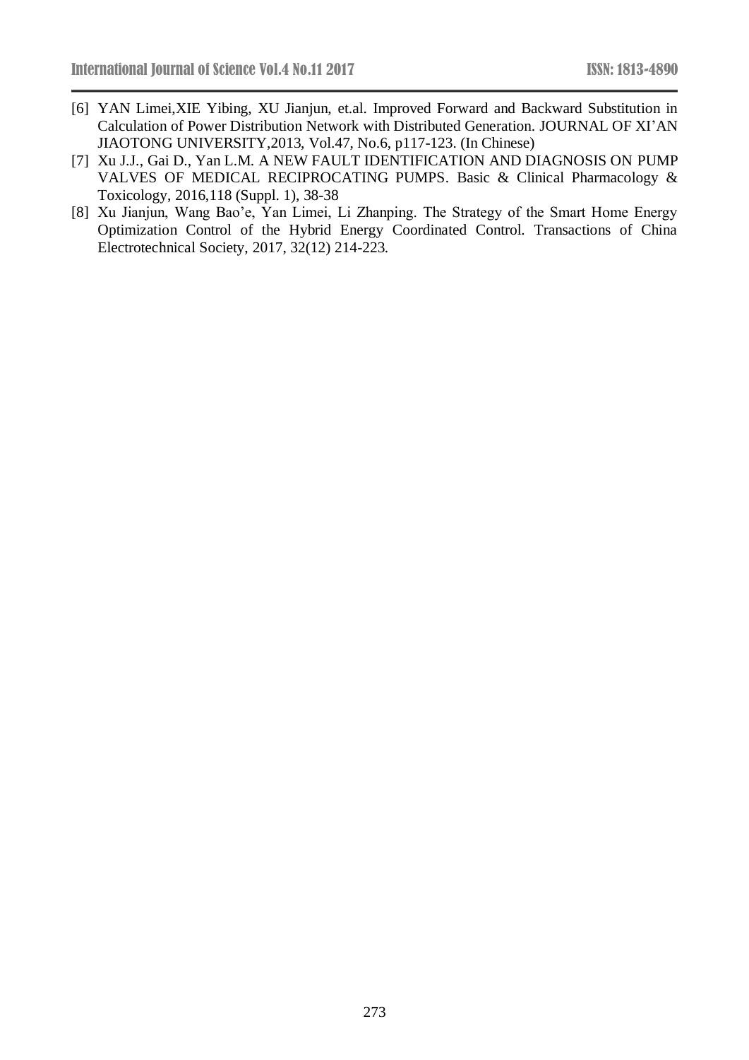[6] YAN Limei,XIE Yibing, XU Jianjun, et.al. Improved Forward and Backward Substitution in Calculation of Power Distribution Network with Distributed Generation. JOURNAL OF XI'AN JIAOTONG UNIVERSITY,2013, Vol.47, No.6, p117-123. (In Chinese)

[7] Xu J.J., Gai D., Yan L.M. A NEW FAULT IDENTIFICATION AND DIAGNOSIS ON PUMP VALVES OF MEDICAL RECIPROCATING PUMPS. Basic & Clinical Pharmacology & Toxicology, 2016,118 (Suppl. 1), 38-38

[8] Xu Jianjun, Wang Bao'e, Yan Limei, Li Zhanping. The Strategy of the Smart Home Energy Optimization Control of the Hybrid Energy Coordinated Control. Transactions of China Electrotechnical Society, 2017, 32(12) 214-223.